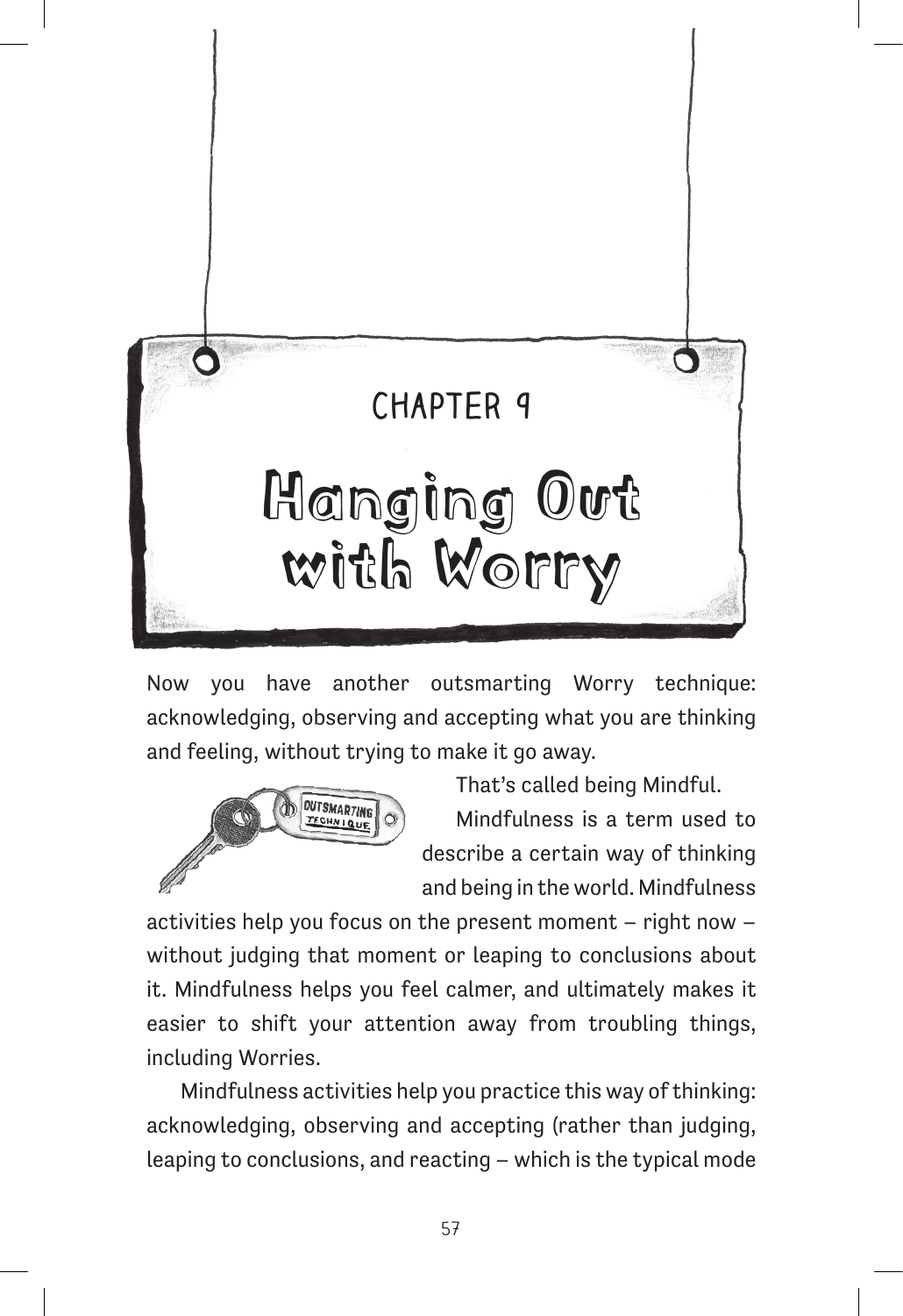# CHAPTER 9

# Hanging Out with Worry

Now you have another outsmarting Worry technique: acknowledging, observing and accepting what you are thinking and feeling, without trying to make it go away.

That's called being Mindful.

Mindfulness is a term used to describe a certain way of thinking and being in the world. Mindfulness activities help you focus on the present moment – right now – without judging that moment or leaping to conclusions about it. Mindfulness helps you feel calmer, and ultimately makes it easier to shift your attention away from troubling things, including Worries.

Mindfulness activities help you practice this way of thinking: acknowledging, observing and accepting (rather than judging, leaping to conclusions, and reacting – which is the typical mode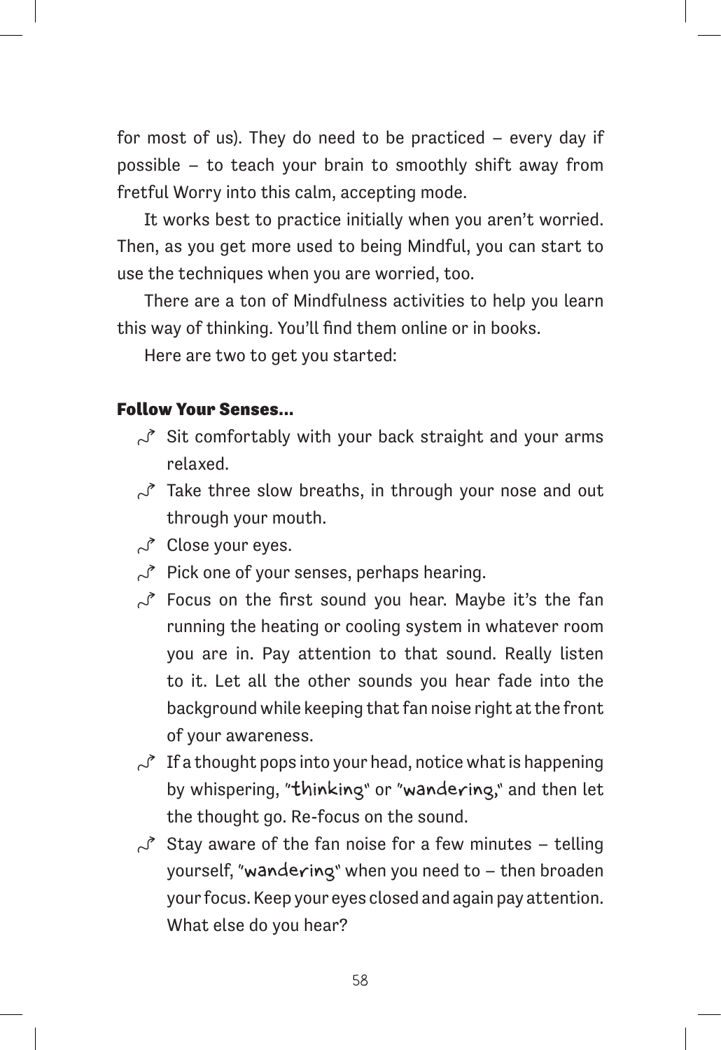for most of us). They do need to be practiced – every day if possible – to teach your brain to smoothly shift away from fretful Worry into this calm, accepting mode.

It works best to practice initially when you aren't worried. Then, as you get more used to being Mindful, you can start to use the techniques when you are worried, too.

There are a ton of Mindfulness activities to help you learn this way of thinking. You'll find them online or in books.

Here are two to get you started:

### Follow Your Senses...

- Sit comfortably with your back straight and your arms relaxed.
- Take three slow breaths, in through your nose and out through your mouth.
- Close your eyes.
- Pick one of your senses, perhaps hearing.
- Focus on the first sound you hear. Maybe it's the fan running the heating or cooling system in whatever room you are in. Pay attention to that sound. Really listen to it. Let all the other sounds you hear fade into the background while keeping that fan noise right at the front of your awareness.
- If a thought pops into your head, notice what is happening by whispering, "thinking" or "wandering," and then let the thought go. Re-focus on the sound.
- Stay aware of the fan noise for a few minutes – telling yourself, "wandering" when you need to – then broaden your focus. Keep your eyes closed and again pay attention. What else do you hear?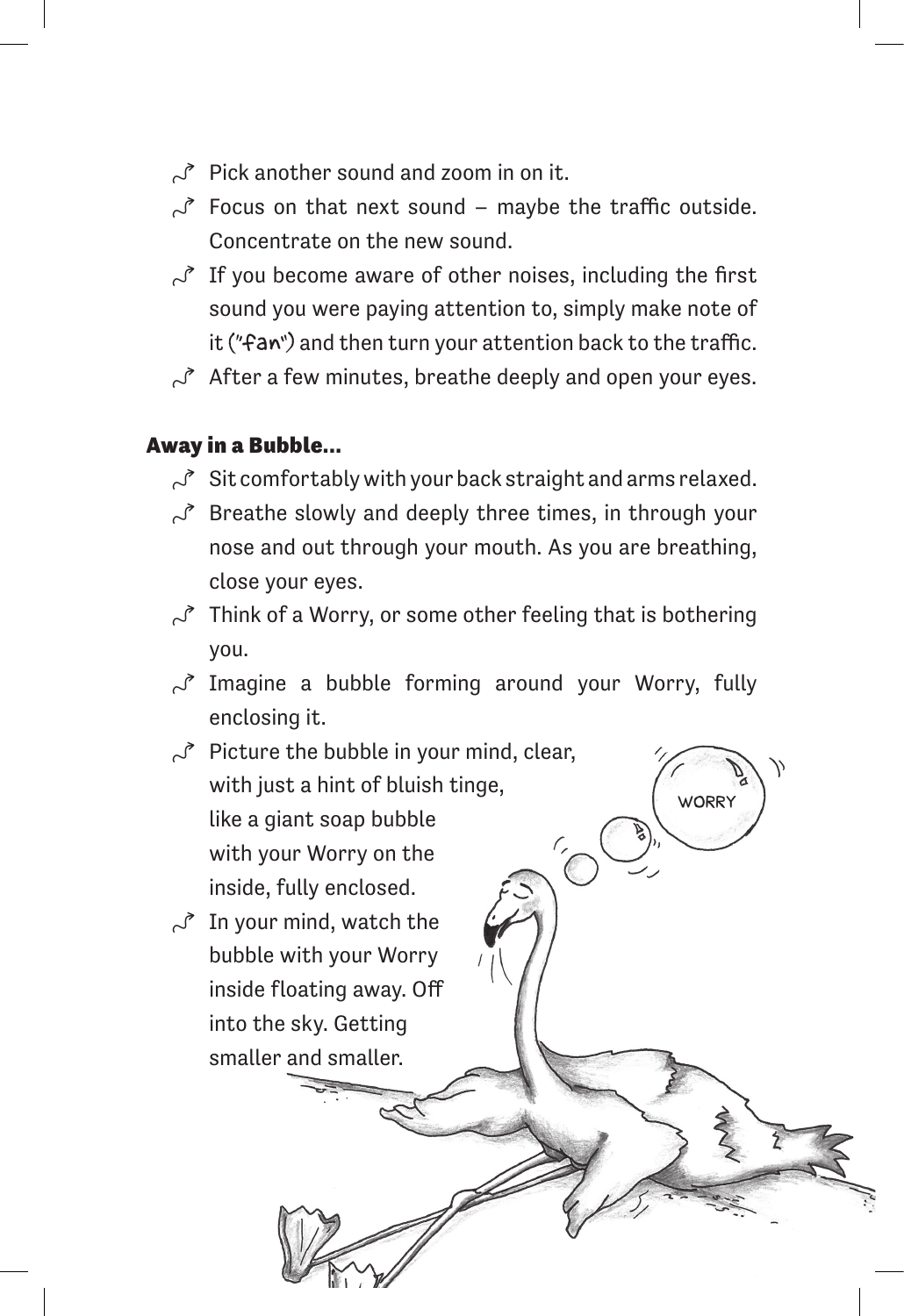- Pick another sound and zoom in on it.
- Focus on that next sound – maybe the traffic outside. Concentrate on the new sound.
- If you become aware of other noises, including the first sound you were paying attention to, simply make note of it ("fan") and then turn your attention back to the traffic.
- After a few minutes, breathe deeply and open your eyes.

### Away in a Bubble...

- Sit comfortably with your back straight and arms relaxed.
- Breathe slowly and deeply three times, in through your nose and out through your mouth. As you are breathing, close your eyes.
- Think of a Worry, or some other feeling that is bothering you.
- Imagine a bubble forming around your Worry, fully enclosing it.
- Picture the bubble in your mind, clear, with just a hint of bluish tinge, like a giant soap bubble with your Worry on the inside, fully enclosed.
- In your mind, watch the bubble with your Worry inside floating away. Off into the sky. Getting smaller and smaller.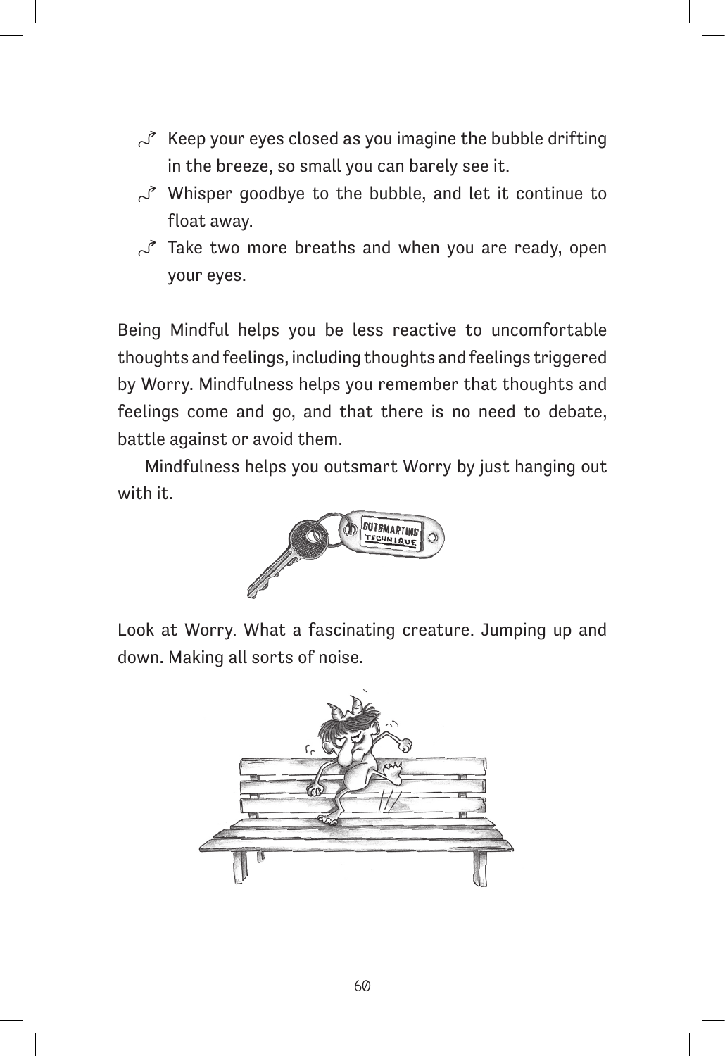- Keep your eyes closed as you imagine the bubble drifting in the breeze, so small you can barely see it.
- Whisper goodbye to the bubble, and let it continue to float away.
- Take two more breaths and when you are ready, open your eyes.

Being Mindful helps you be less reactive to uncomfortable thoughts and feelings, including thoughts and feelings triggered by Worry. Mindfulness helps you remember that thoughts and feelings come and go, and that there is no need to debate, battle against or avoid them.

Mindfulness helps you outsmart Worry by just hanging out with it.

Look at Worry. What a fascinating creature. Jumping up and down. Making all sorts of noise.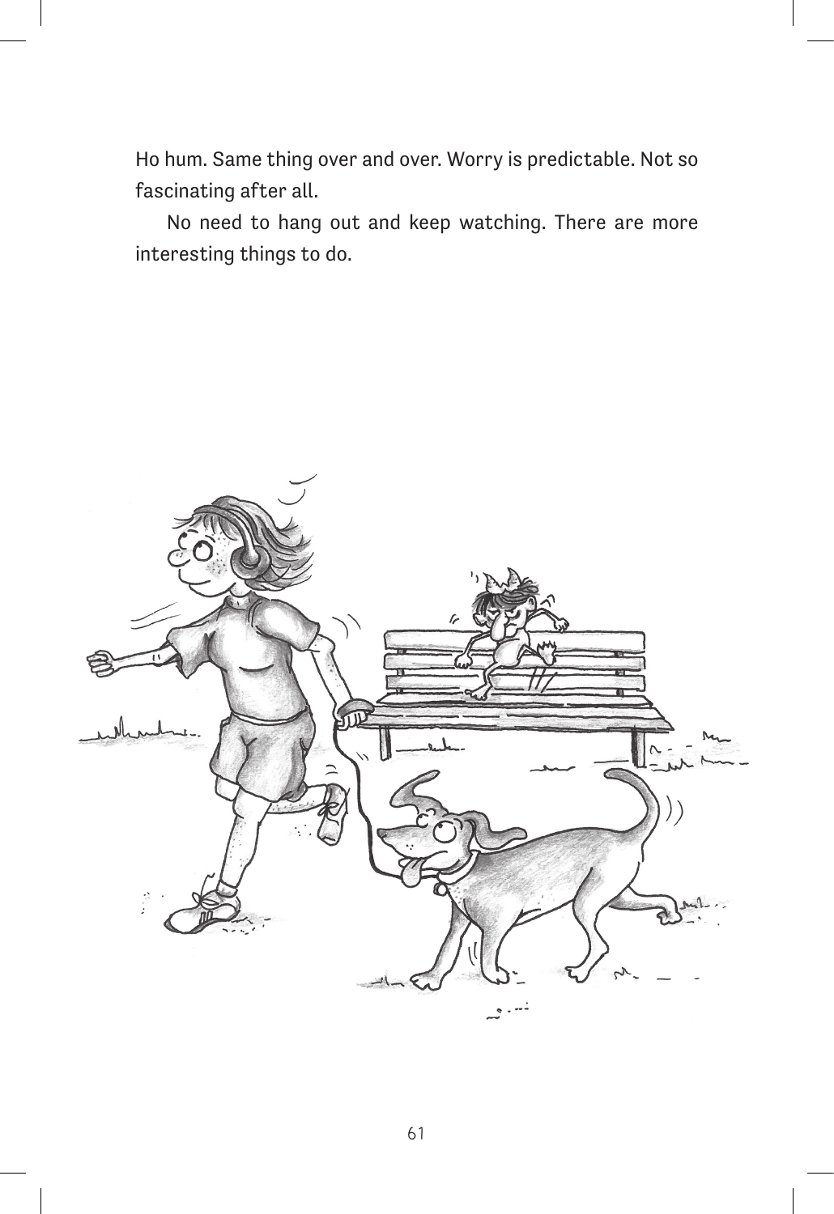Ho hum. Same thing over and over. Worry is predictable. Not so fascinating after all.

No need to hang out and keep watching. There are more interesting things to do.